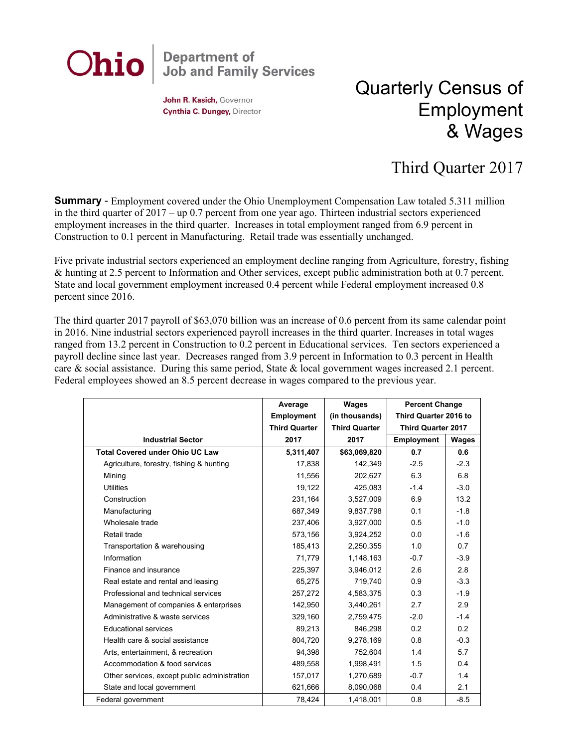**Ohio** | Department of Job and Family Services

**John R. Kasich,** Governor
**Cynthia C. Dungey,** Director

# Quarterly Census of Employment & Wages

## Third Quarter 2017

**Summary** - Employment covered under the Ohio Unemployment Compensation Law totaled 5.311 million in the third quarter of 2017 – up 0.7 percent from one year ago. Thirteen industrial sectors experienced employment increases in the third quarter. Increases in total employment ranged from 6.9 percent in Construction to 0.1 percent in Manufacturing. Retail trade was essentially unchanged.

Five private industrial sectors experienced an employment decline ranging from Agriculture, forestry, fishing & hunting at 2.5 percent to Information and Other services, except public administration both at 0.7 percent. State and local government employment increased 0.4 percent while Federal employment increased 0.8 percent since 2016.

The third quarter 2017 payroll of $63,070 billion was an increase of 0.6 percent from its same calendar point in 2016. Nine industrial sectors experienced payroll increases in the third quarter. Increases in total wages ranged from 13.2 percent in Construction to 0.2 percent in Educational services. Ten sectors experienced a payroll decline since last year. Decreases ranged from 3.9 percent in Information to 0.3 percent in Health care & social assistance. During this same period, State & local government wages increased 2.1 percent. Federal employees showed an 8.5 percent decrease in wages compared to the previous year.

| Industrial Sector | Average Employment Third Quarter 2017 | Wages (in thousands) Third Quarter 2017 | Percent Change Third Quarter 2016 to Third Quarter 2017 | |
|---|---|---|---|---|
| | | | Employment | Wages |
| **Total Covered under Ohio UC Law** | **5,311,407** | **$63,069,820** | **0.7** | **0.6** |
| Agriculture, forestry, fishing & hunting | 17,838 | 142,349 | -2.5 | -2.3 |
| Mining | 11,556 | 202,627 | 6.3 | 6.8 |
| Utilities | 19,122 | 425,083 | -1.4 | -3.0 |
| Construction | 231,164 | 3,527,009 | 6.9 | 13.2 |
| Manufacturing | 687,349 | 9,837,798 | 0.1 | -1.8 |
| Wholesale trade | 237,406 | 3,927,000 | 0.5 | -1.0 |
| Retail trade | 573,156 | 3,924,252 | 0.0 | -1.6 |
| Transportation & warehousing | 185,413 | 2,250,355 | 1.0 | 0.7 |
| Information | 71,779 | 1,148,163 | -0.7 | -3.9 |
| Finance and insurance | 225,397 | 3,946,012 | 2.6 | 2.8 |
| Real estate and rental and leasing | 65,275 | 719,740 | 0.9 | -3.3 |
| Professional and technical services | 257,272 | 4,583,375 | 0.3 | -1.9 |
| Management of companies & enterprises | 142,950 | 3,440,261 | 2.7 | 2.9 |
| Administrative & waste services | 329,160 | 2,759,475 | -2.0 | -1.4 |
| Educational services | 89,213 | 846,298 | 0.2 | 0.2 |
| Health care & social assistance | 804,720 | 9,278,169 | 0.8 | -0.3 |
| Arts, entertainment, & recreation | 94,398 | 752,604 | 1.4 | 5.7 |
| Accommodation & food services | 489,558 | 1,998,491 | 1.5 | 0.4 |
| Other services, except public administration | 157,017 | 1,270,689 | -0.7 | 1.4 |
| State and local government | 621,666 | 8,090,068 | 0.4 | 2.1 |
| Federal government | 78,424 | 1,418,001 | 0.8 | -8.5 |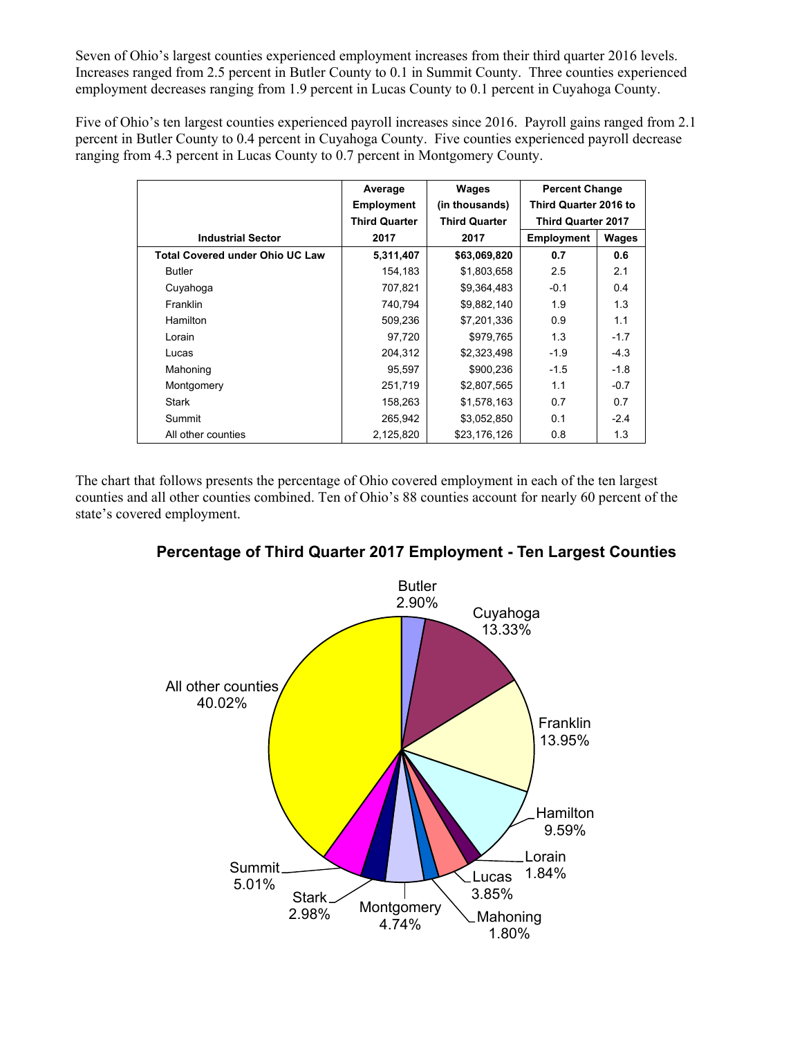Seven of Ohio's largest counties experienced employment increases from their third quarter 2016 levels. Increases ranged from 2.5 percent in Butler County to 0.1 in Summit County. Three counties experienced employment decreases ranging from 1.9 percent in Lucas County to 0.1 percent in Cuyahoga County.

Five of Ohio's ten largest counties experienced payroll increases since 2016. Payroll gains ranged from 2.1 percent in Butler County to 0.4 percent in Cuyahoga County. Five counties experienced payroll decrease ranging from 4.3 percent in Lucas County to 0.7 percent in Montgomery County.

| Industrial Sector | Average Employment Third Quarter 2017 | Wages (in thousands) Third Quarter 2017 | Percent Change Third Quarter 2016 to Third Quarter 2017 | |
|---|---|---|---|---|
| | | | Employment | Wages |
| **Total Covered under Ohio UC Law** | **5,311,407** | **$63,069,820** | **0.7** | **0.6** |
| Butler | 154,183 | $1,803,658 | 2.5 | 2.1 |
| Cuyahoga | 707,821 | $9,364,483 | -0.1 | 0.4 |
| Franklin | 740,794 | $9,882,140 | 1.9 | 1.3 |
| Hamilton | 509,236 | $7,201,336 | 0.9 | 1.1 |
| Lorain | 97,720 | $979,765 | 1.3 | -1.7 |
| Lucas | 204,312 | $2,323,498 | -1.9 | -4.3 |
| Mahoning | 95,597 | $900,236 | -1.5 | -1.8 |
| Montgomery | 251,719 | $2,807,565 | 1.1 | -0.7 |
| Stark | 158,263 | $1,578,163 | 0.7 | 0.7 |
| Summit | 265,942 | $3,052,850 | 0.1 | -2.4 |
| All other counties | 2,125,820 | $23,176,126 | 0.8 | 1.3 |

The chart that follows presents the percentage of Ohio covered employment in each of the ten largest counties and all other counties combined. Ten of Ohio's 88 counties account for nearly 60 percent of the state's covered employment.

## Percentage of Third Quarter 2017 Employment - Ten Largest Counties

| County | Percentage |
|---|---|
| Butler | 2.90% |
| Cuyahoga | 13.33% |
| Franklin | 13.95% |
| Hamilton | 9.59% |
| Lorain | 1.84% |
| Lucas | 3.85% |
| Mahoning | 1.80% |
| Montgomery | 4.74% |
| Stark | 2.98% |
| Summit | 5.01% |
| All other counties | 40.02% |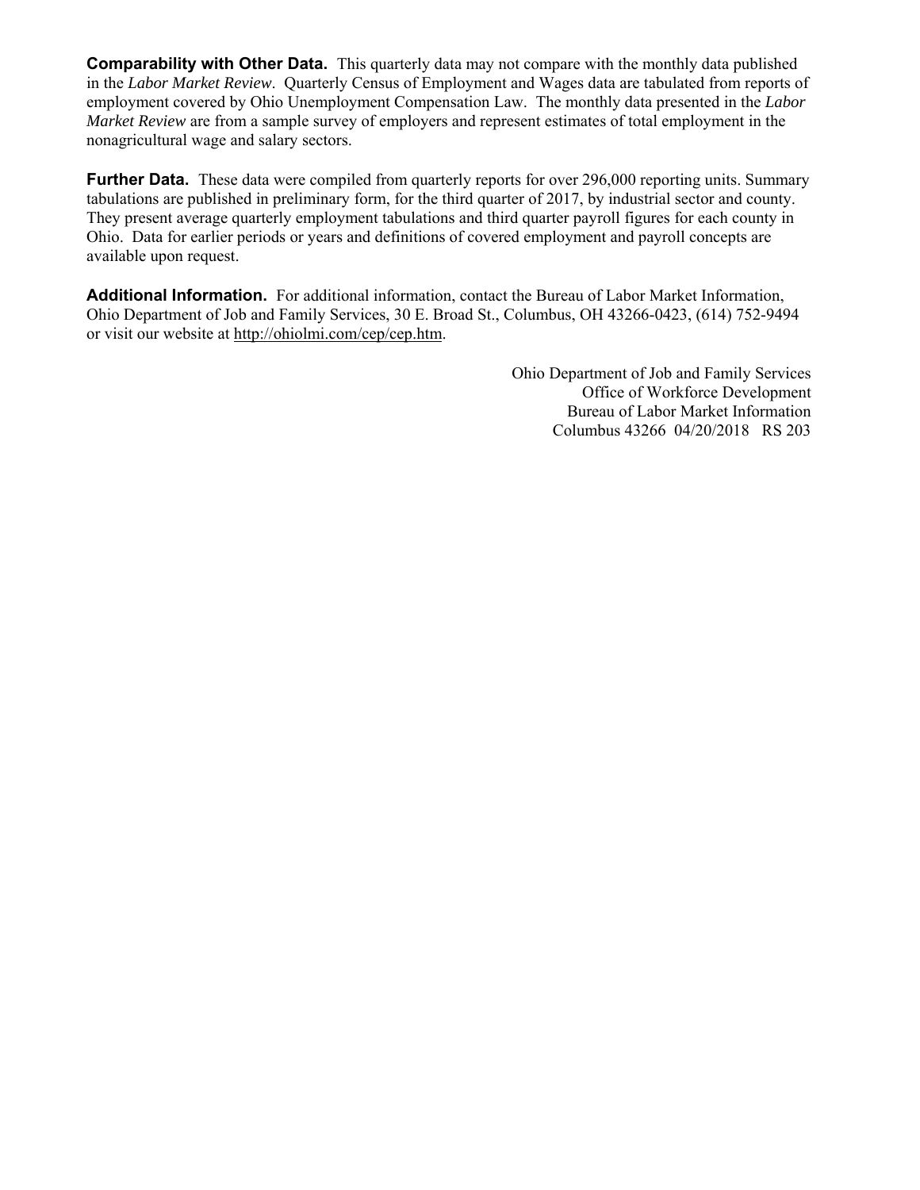**Comparability with Other Data.** This quarterly data may not compare with the monthly data published in the *Labor Market Review*. Quarterly Census of Employment and Wages data are tabulated from reports of employment covered by Ohio Unemployment Compensation Law. The monthly data presented in the *Labor Market Review* are from a sample survey of employers and represent estimates of total employment in the nonagricultural wage and salary sectors.

**Further Data.** These data were compiled from quarterly reports for over 296,000 reporting units. Summary tabulations are published in preliminary form, for the third quarter of 2017, by industrial sector and county. They present average quarterly employment tabulations and third quarter payroll figures for each county in Ohio. Data for earlier periods or years and definitions of covered employment and payroll concepts are available upon request.

**Additional Information.** For additional information, contact the Bureau of Labor Market Information, Ohio Department of Job and Family Services, 30 E. Broad St., Columbus, OH 43266-0423, (614) 752-9494 or visit our website at http://ohiolmi.com/cep/cep.htm.

Ohio Department of Job and Family Services
Office of Workforce Development
Bureau of Labor Market Information
Columbus 43266 04/20/2018 RS 203